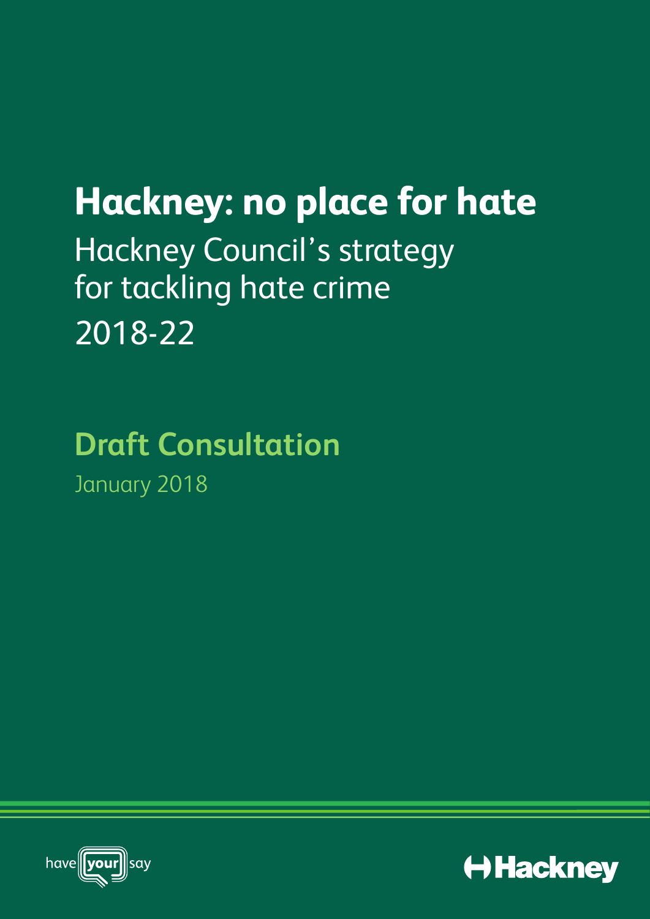# Hackney: no place for hate

## Hackney Council's strategy for tackling hate crime 2018-22

## Draft Consultation

January 2018

have your say

Hackney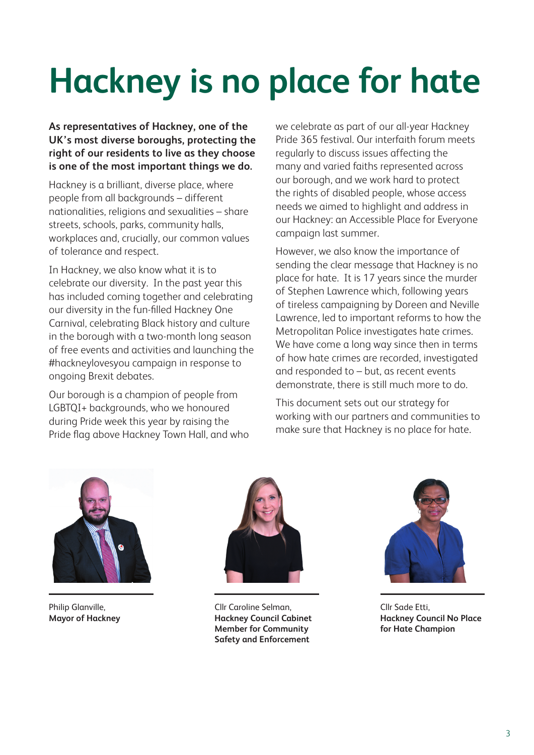# Hackney is no place for hate

**As representatives of Hackney, one of the UK's most diverse boroughs, protecting the right of our residents to live as they choose is one of the most important things we do.**

Hackney is a brilliant, diverse place, where people from all backgrounds – different nationalities, religions and sexualities – share streets, schools, parks, community halls, workplaces and, crucially, our common values of tolerance and respect.

In Hackney, we also know what it is to celebrate our diversity. In the past year this has included coming together and celebrating our diversity in the fun-filled Hackney One Carnival, celebrating Black history and culture in the borough with a two-month long season of free events and activities and launching the #hackneylovesyou campaign in response to ongoing Brexit debates.

Our borough is a champion of people from LGBTQI+ backgrounds, who we honoured during Pride week this year by raising the Pride flag above Hackney Town Hall, and who we celebrate as part of our all-year Hackney Pride 365 festival. Our interfaith forum meets regularly to discuss issues affecting the many and varied faiths represented across our borough, and we work hard to protect the rights of disabled people, whose access needs we aimed to highlight and address in our Hackney: an Accessible Place for Everyone campaign last summer.

However, we also know the importance of sending the clear message that Hackney is no place for hate. It is 17 years since the murder of Stephen Lawrence which, following years of tireless campaigning by Doreen and Neville Lawrence, led to important reforms to how the Metropolitan Police investigates hate crimes. We have come a long way since then in terms of how hate crimes are recorded, investigated and responded to – but, as recent events demonstrate, there is still much more to do.

This document sets out our strategy for working with our partners and communities to make sure that Hackney is no place for hate.

Philip Glanville,
**Mayor of Hackney**

Cllr Caroline Selman,
**Hackney Council Cabinet Member for Community Safety and Enforcement**

Cllr Sade Etti,
**Hackney Council No Place for Hate Champion**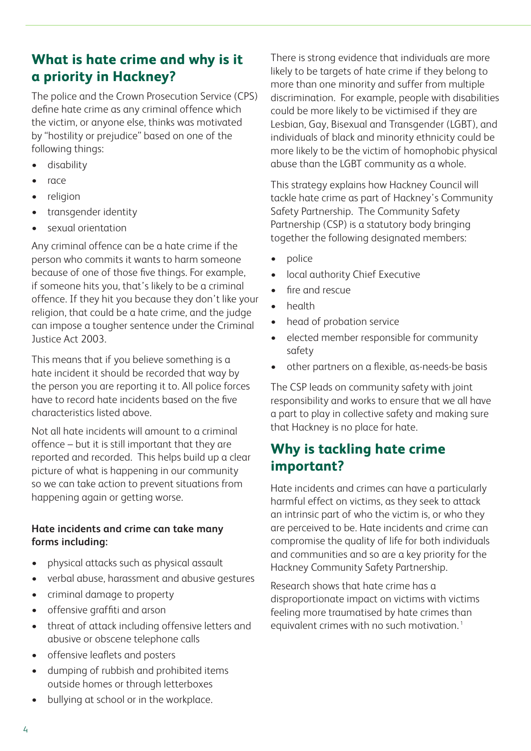## What is hate crime and why is it a priority in Hackney?

The police and the Crown Prosecution Service (CPS) define hate crime as any criminal offence which the victim, or anyone else, thinks was motivated by "hostility or prejudice" based on one of the following things:

- disability
- race
- religion
- transgender identity
- sexual orientation

Any criminal offence can be a hate crime if the person who commits it wants to harm someone because of one of those five things. For example, if someone hits you, that's likely to be a criminal offence. If they hit you because they don't like your religion, that could be a hate crime, and the judge can impose a tougher sentence under the Criminal Justice Act 2003.

This means that if you believe something is a hate incident it should be recorded that way by the person you are reporting it to. All police forces have to record hate incidents based on the five characteristics listed above.

Not all hate incidents will amount to a criminal offence – but it is still important that they are reported and recorded. This helps build up a clear picture of what is happening in our community so we can take action to prevent situations from happening again or getting worse.

**Hate incidents and crime can take many forms including:**

- physical attacks such as physical assault
- verbal abuse, harassment and abusive gestures
- criminal damage to property
- offensive graffiti and arson
- threat of attack including offensive letters and abusive or obscene telephone calls
- offensive leaflets and posters
- dumping of rubbish and prohibited items outside homes or through letterboxes
- bullying at school or in the workplace.

There is strong evidence that individuals are more likely to be targets of hate crime if they belong to more than one minority and suffer from multiple discrimination. For example, people with disabilities could be more likely to be victimised if they are Lesbian, Gay, Bisexual and Transgender (LGBT), and individuals of black and minority ethnicity could be more likely to be the victim of homophobic physical abuse than the LGBT community as a whole.

This strategy explains how Hackney Council will tackle hate crime as part of Hackney's Community Safety Partnership. The Community Safety Partnership (CSP) is a statutory body bringing together the following designated members:

- police
- local authority Chief Executive
- fire and rescue
- health
- head of probation service
- elected member responsible for community safety
- other partners on a flexible, as-needs-be basis

The CSP leads on community safety with joint responsibility and works to ensure that we all have a part to play in collective safety and making sure that Hackney is no place for hate.

## Why is tackling hate crime important?

Hate incidents and crimes can have a particularly harmful effect on victims, as they seek to attack an intrinsic part of who the victim is, or who they are perceived to be. Hate incidents and crime can compromise the quality of life for both individuals and communities and so are a key priority for the Hackney Community Safety Partnership.

Research shows that hate crime has a disproportionate impact on victims with victims feeling more traumatised by hate crimes than equivalent crimes with no such motivation. [1]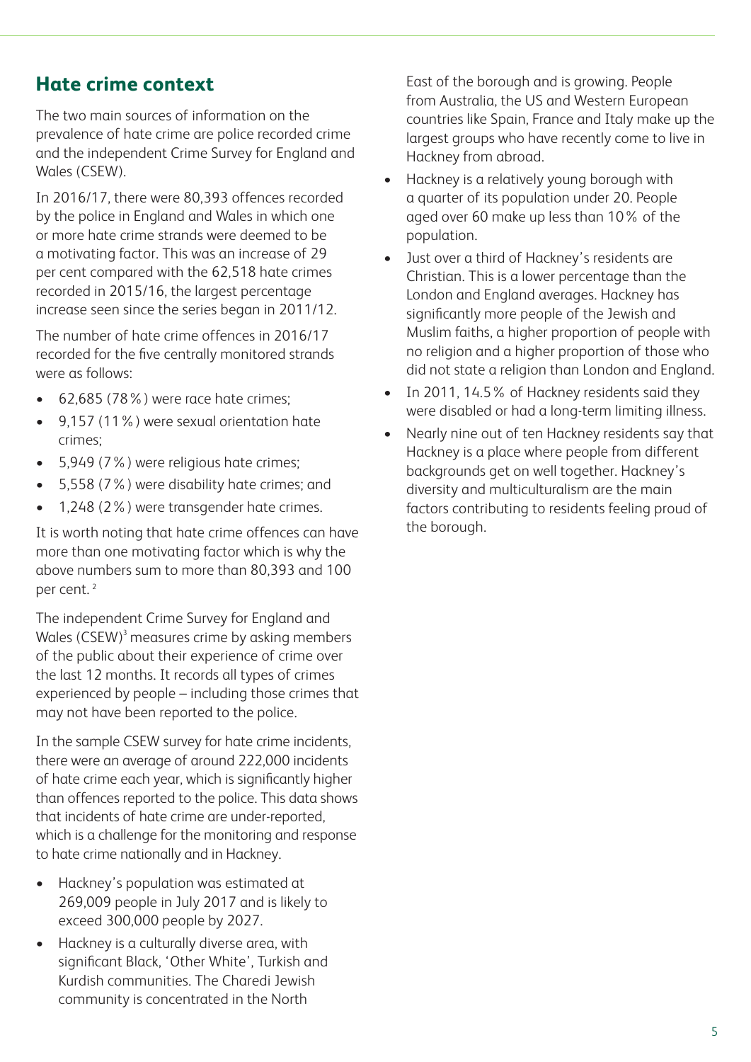## Hate crime context

The two main sources of information on the prevalence of hate crime are police recorded crime and the independent Crime Survey for England and Wales (CSEW).

In 2016/17, there were 80,393 offences recorded by the police in England and Wales in which one or more hate crime strands were deemed to be a motivating factor. This was an increase of 29 per cent compared with the 62,518 hate crimes recorded in 2015/16, the largest percentage increase seen since the series began in 2011/12.

The number of hate crime offences in 2016/17 recorded for the five centrally monitored strands were as follows:

- 62,685 (78%) were race hate crimes;
- 9,157 (11%) were sexual orientation hate crimes;
- 5,949 (7%) were religious hate crimes;
- 5,558 (7%) were disability hate crimes; and
- 1,248 (2%) were transgender hate crimes.

It is worth noting that hate crime offences can have more than one motivating factor which is why the above numbers sum to more than 80,393 and 100 per cent. [2]

The independent Crime Survey for England and Wales (CSEW)[3] measures crime by asking members of the public about their experience of crime over the last 12 months. It records all types of crimes experienced by people – including those crimes that may not have been reported to the police.

In the sample CSEW survey for hate crime incidents, there were an average of around 222,000 incidents of hate crime each year, which is significantly higher than offences reported to the police. This data shows that incidents of hate crime are under-reported, which is a challenge for the monitoring and response to hate crime nationally and in Hackney.

- Hackney's population was estimated at 269,009 people in July 2017 and is likely to exceed 300,000 people by 2027.
- Hackney is a culturally diverse area, with significant Black, 'Other White', Turkish and Kurdish communities. The Charedi Jewish community is concentrated in the North East of the borough and is growing. People from Australia, the US and Western European countries like Spain, France and Italy make up the largest groups who have recently come to live in Hackney from abroad.
- Hackney is a relatively young borough with a quarter of its population under 20. People aged over 60 make up less than 10% of the population.
- Just over a third of Hackney's residents are Christian. This is a lower percentage than the London and England averages. Hackney has significantly more people of the Jewish and Muslim faiths, a higher proportion of people with no religion and a higher proportion of those who did not state a religion than London and England.
- In 2011, 14.5% of Hackney residents said they were disabled or had a long-term limiting illness.
- Nearly nine out of ten Hackney residents say that Hackney is a place where people from different backgrounds get on well together. Hackney's diversity and multiculturalism are the main factors contributing to residents feeling proud of the borough.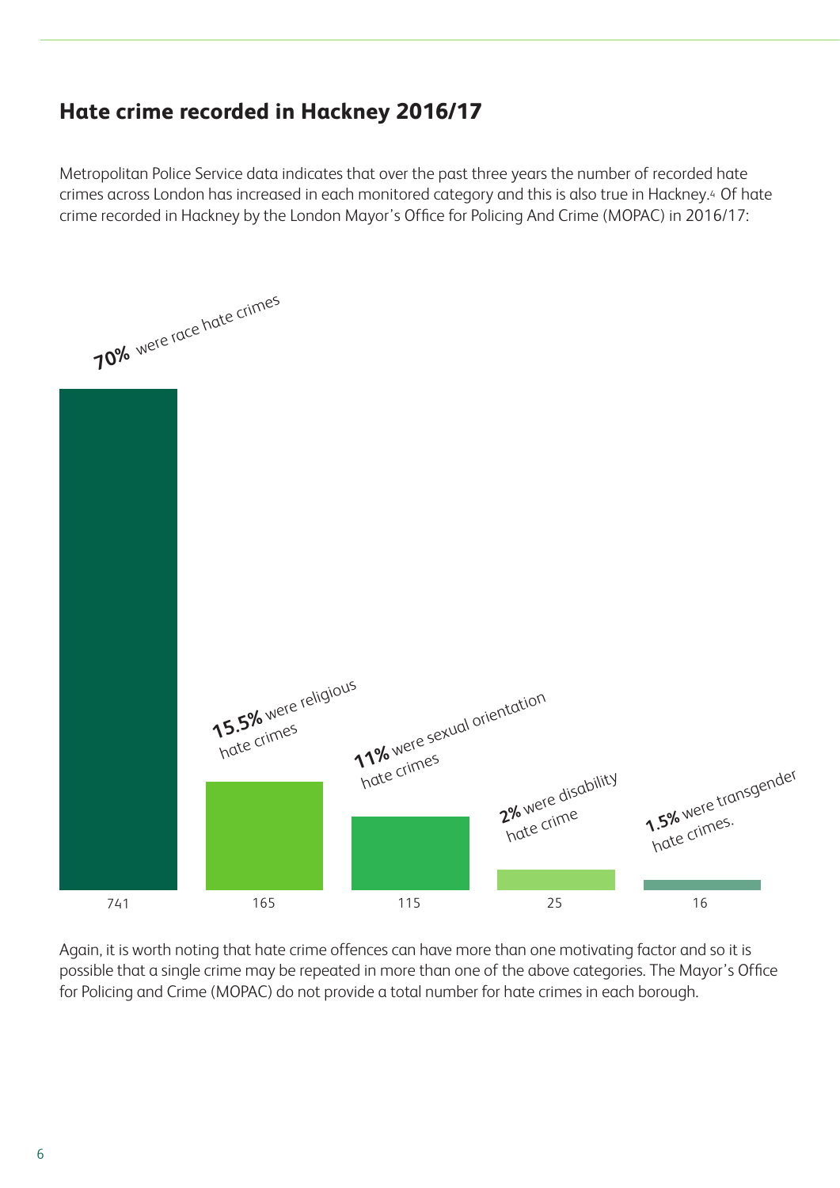## Hate crime recorded in Hackney 2016/17

Metropolitan Police Service data indicates that over the past three years the number of recorded hate crimes across London has increased in each monitored category and this is also true in Hackney.[4] Of hate crime recorded in Hackney by the London Mayor's Office for Policing And Crime (MOPAC) in 2016/17:

| Category | Number | Percentage |
|---|---|---|
| **70%** were race hate crimes | 741 | 70% |
| **15.5%** were religious hate crimes | 165 | 15.5% |
| **11%** were sexual orientation hate crimes | 115 | 11% |
| **2%** were disability hate crime | 25 | 2% |
| **1.5%** were transgender hate crimes. | 16 | 1.5% |

Again, it is worth noting that hate crime offences can have more than one motivating factor and so it is possible that a single crime may be repeated in more than one of the above categories. The Mayor's Office for Policing and Crime (MOPAC) do not provide a total number for hate crimes in each borough.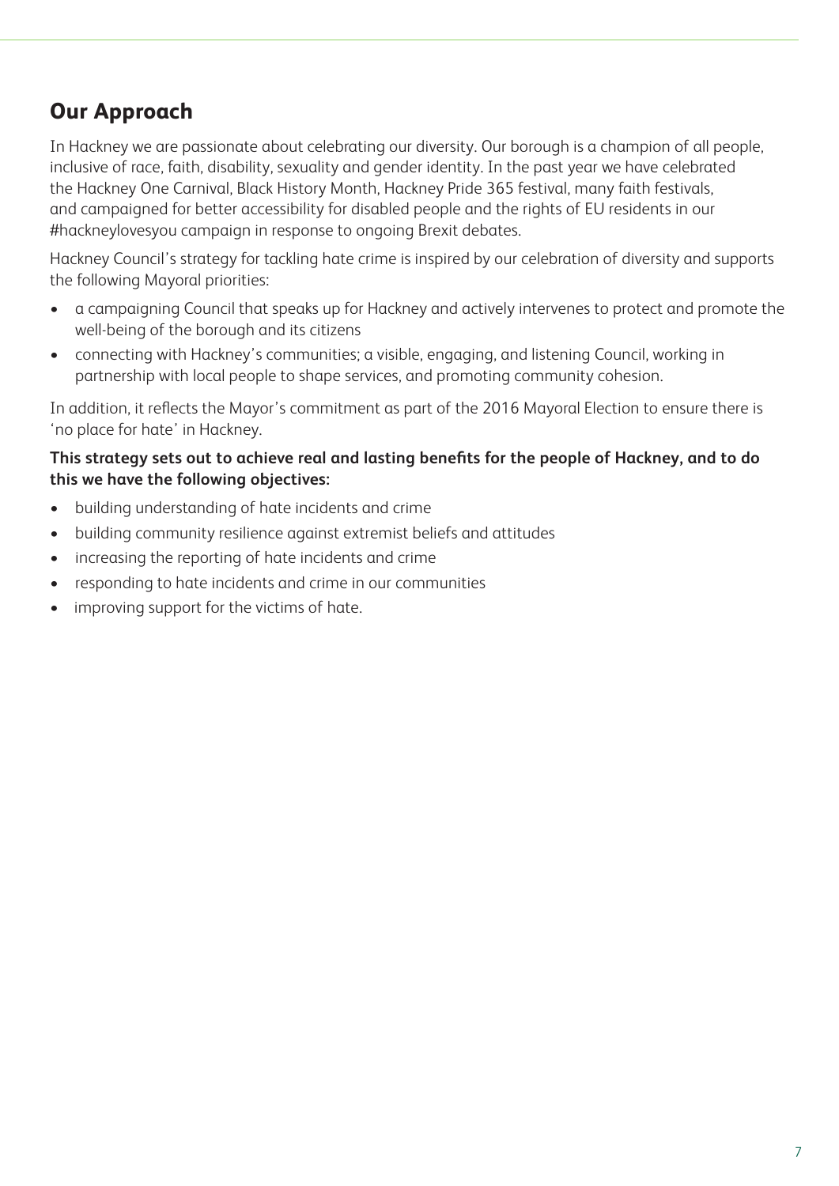## Our Approach

In Hackney we are passionate about celebrating our diversity. Our borough is a champion of all people, inclusive of race, faith, disability, sexuality and gender identity. In the past year we have celebrated the Hackney One Carnival, Black History Month, Hackney Pride 365 festival, many faith festivals, and campaigned for better accessibility for disabled people and the rights of EU residents in our #hackneylovesyou campaign in response to ongoing Brexit debates.

Hackney Council's strategy for tackling hate crime is inspired by our celebration of diversity and supports the following Mayoral priorities:

- a campaigning Council that speaks up for Hackney and actively intervenes to protect and promote the well-being of the borough and its citizens
- connecting with Hackney's communities; a visible, engaging, and listening Council, working in partnership with local people to shape services, and promoting community cohesion.

In addition, it reflects the Mayor's commitment as part of the 2016 Mayoral Election to ensure there is 'no place for hate' in Hackney.

**This strategy sets out to achieve real and lasting benefits for the people of Hackney, and to do this we have the following objectives:**

- building understanding of hate incidents and crime
- building community resilience against extremist beliefs and attitudes
- increasing the reporting of hate incidents and crime
- responding to hate incidents and crime in our communities
- improving support for the victims of hate.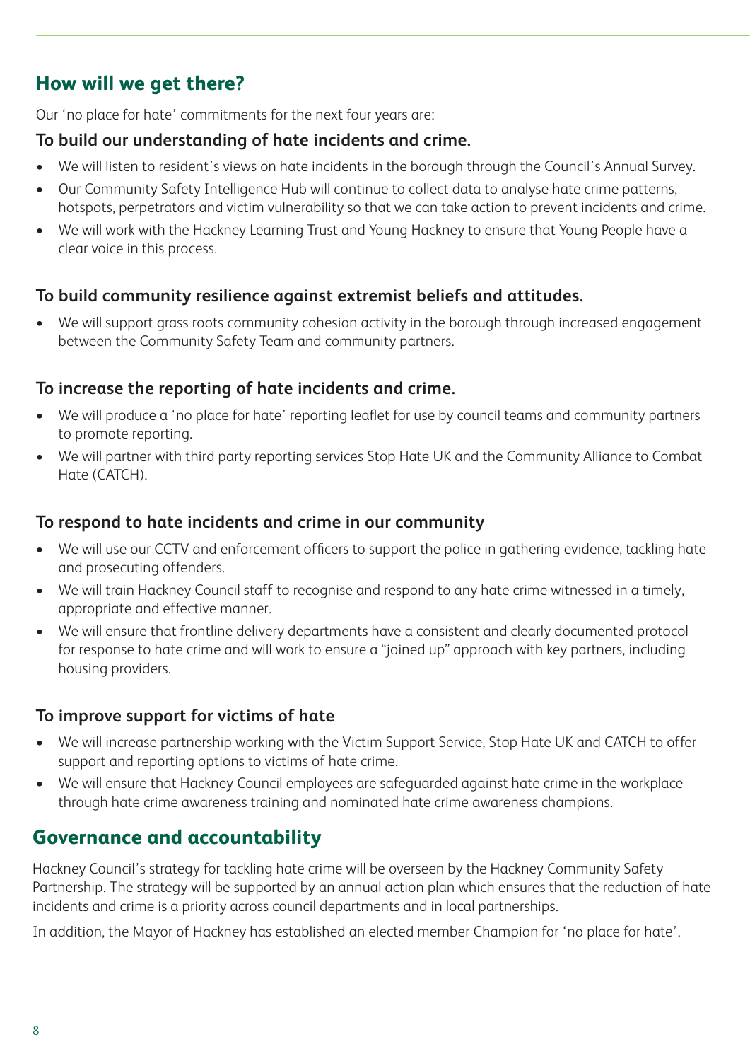## How will we get there?

Our 'no place for hate' commitments for the next four years are:

### To build our understanding of hate incidents and crime.

- We will listen to resident's views on hate incidents in the borough through the Council's Annual Survey.
- Our Community Safety Intelligence Hub will continue to collect data to analyse hate crime patterns, hotspots, perpetrators and victim vulnerability so that we can take action to prevent incidents and crime.
- We will work with the Hackney Learning Trust and Young Hackney to ensure that Young People have a clear voice in this process.

### To build community resilience against extremist beliefs and attitudes.

- We will support grass roots community cohesion activity in the borough through increased engagement between the Community Safety Team and community partners.

### To increase the reporting of hate incidents and crime.

- We will produce a 'no place for hate' reporting leaflet for use by council teams and community partners to promote reporting.
- We will partner with third party reporting services Stop Hate UK and the Community Alliance to Combat Hate (CATCH).

### To respond to hate incidents and crime in our community

- We will use our CCTV and enforcement officers to support the police in gathering evidence, tackling hate and prosecuting offenders.
- We will train Hackney Council staff to recognise and respond to any hate crime witnessed in a timely, appropriate and effective manner.
- We will ensure that frontline delivery departments have a consistent and clearly documented protocol for response to hate crime and will work to ensure a "joined up" approach with key partners, including housing providers.

### To improve support for victims of hate

- We will increase partnership working with the Victim Support Service, Stop Hate UK and CATCH to offer support and reporting options to victims of hate crime.
- We will ensure that Hackney Council employees are safeguarded against hate crime in the workplace through hate crime awareness training and nominated hate crime awareness champions.

## Governance and accountability

Hackney Council's strategy for tackling hate crime will be overseen by the Hackney Community Safety Partnership. The strategy will be supported by an annual action plan which ensures that the reduction of hate incidents and crime is a priority across council departments and in local partnerships.

In addition, the Mayor of Hackney has established an elected member Champion for 'no place for hate'.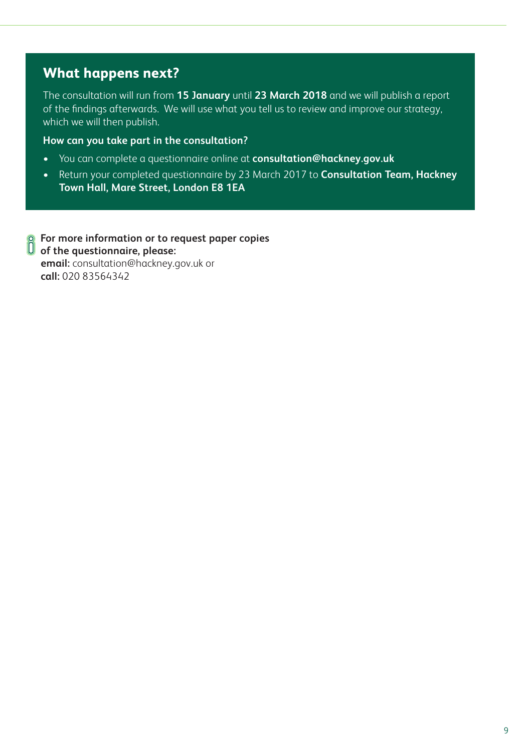## What happens next?

The consultation will run from **15 January** until **23 March 2018** and we will publish a report of the findings afterwards. We will use what you tell us to review and improve our strategy, which we will then publish.

**How can you take part in the consultation?**

- You can complete a questionnaire online at **consultation@hackney.gov.uk**
- Return your completed questionnaire by 23 March 2017 to **Consultation Team, Hackney Town Hall, Mare Street, London E8 1EA**

**For more information or to request paper copies of the questionnaire, please:**
**email:** consultation@hackney.gov.uk or
**call:** 020 83564342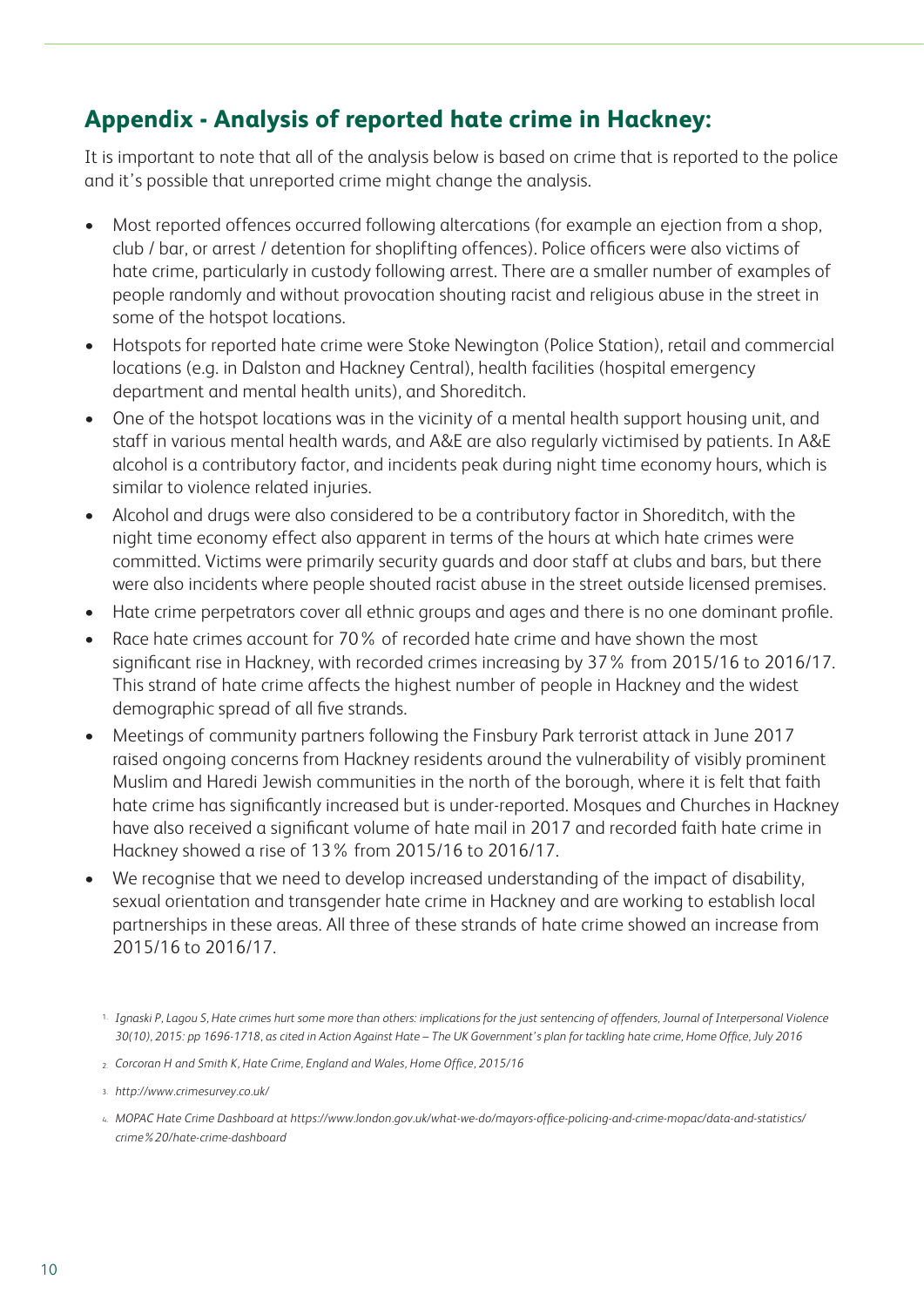## Appendix - Analysis of reported hate crime in Hackney:

It is important to note that all of the analysis below is based on crime that is reported to the police and it's possible that unreported crime might change the analysis.

- Most reported offences occurred following altercations (for example an ejection from a shop, club / bar, or arrest / detention for shoplifting offences). Police officers were also victims of hate crime, particularly in custody following arrest. There are a smaller number of examples of people randomly and without provocation shouting racist and religious abuse in the street in some of the hotspot locations.
- Hotspots for reported hate crime were Stoke Newington (Police Station), retail and commercial locations (e.g. in Dalston and Hackney Central), health facilities (hospital emergency department and mental health units), and Shoreditch.
- One of the hotspot locations was in the vicinity of a mental health support housing unit, and staff in various mental health wards, and A&E are also regularly victimised by patients. In A&E alcohol is a contributory factor, and incidents peak during night time economy hours, which is similar to violence related injuries.
- Alcohol and drugs were also considered to be a contributory factor in Shoreditch, with the night time economy effect also apparent in terms of the hours at which hate crimes were committed. Victims were primarily security guards and door staff at clubs and bars, but there were also incidents where people shouted racist abuse in the street outside licensed premises.
- Hate crime perpetrators cover all ethnic groups and ages and there is no one dominant profile.
- Race hate crimes account for 70% of recorded hate crime and have shown the most significant rise in Hackney, with recorded crimes increasing by 37% from 2015/16 to 2016/17. This strand of hate crime affects the highest number of people in Hackney and the widest demographic spread of all five strands.
- Meetings of community partners following the Finsbury Park terrorist attack in June 2017 raised ongoing concerns from Hackney residents around the vulnerability of visibly prominent Muslim and Haredi Jewish communities in the north of the borough, where it is felt that faith hate crime has significantly increased but is under-reported. Mosques and Churches in Hackney have also received a significant volume of hate mail in 2017 and recorded faith hate crime in Hackney showed a rise of 13% from 2015/16 to 2016/17.
- We recognise that we need to develop increased understanding of the impact of disability, sexual orientation and transgender hate crime in Hackney and are working to establish local partnerships in these areas. All three of these strands of hate crime showed an increase from 2015/16 to 2016/17.

1. *Ignaski P, Lagou S, Hate crimes hurt some more than others: implications for the just sentencing of offenders, Journal of Interpersonal Violence 30(10), 2015: pp 1696-1718, as cited in Action Against Hate – The UK Government's plan for tackling hate crime, Home Office, July 2016*
2. *Corcoran H and Smith K, Hate Crime, England and Wales, Home Office, 2015/16*
3. *http://www.crimesurvey.co.uk/*
4. *MOPAC Hate Crime Dashboard at https://www.london.gov.uk/what-we-do/mayors-office-policing-and-crime-mopac/data-and-statistics/crime%20/hate-crime-dashboard*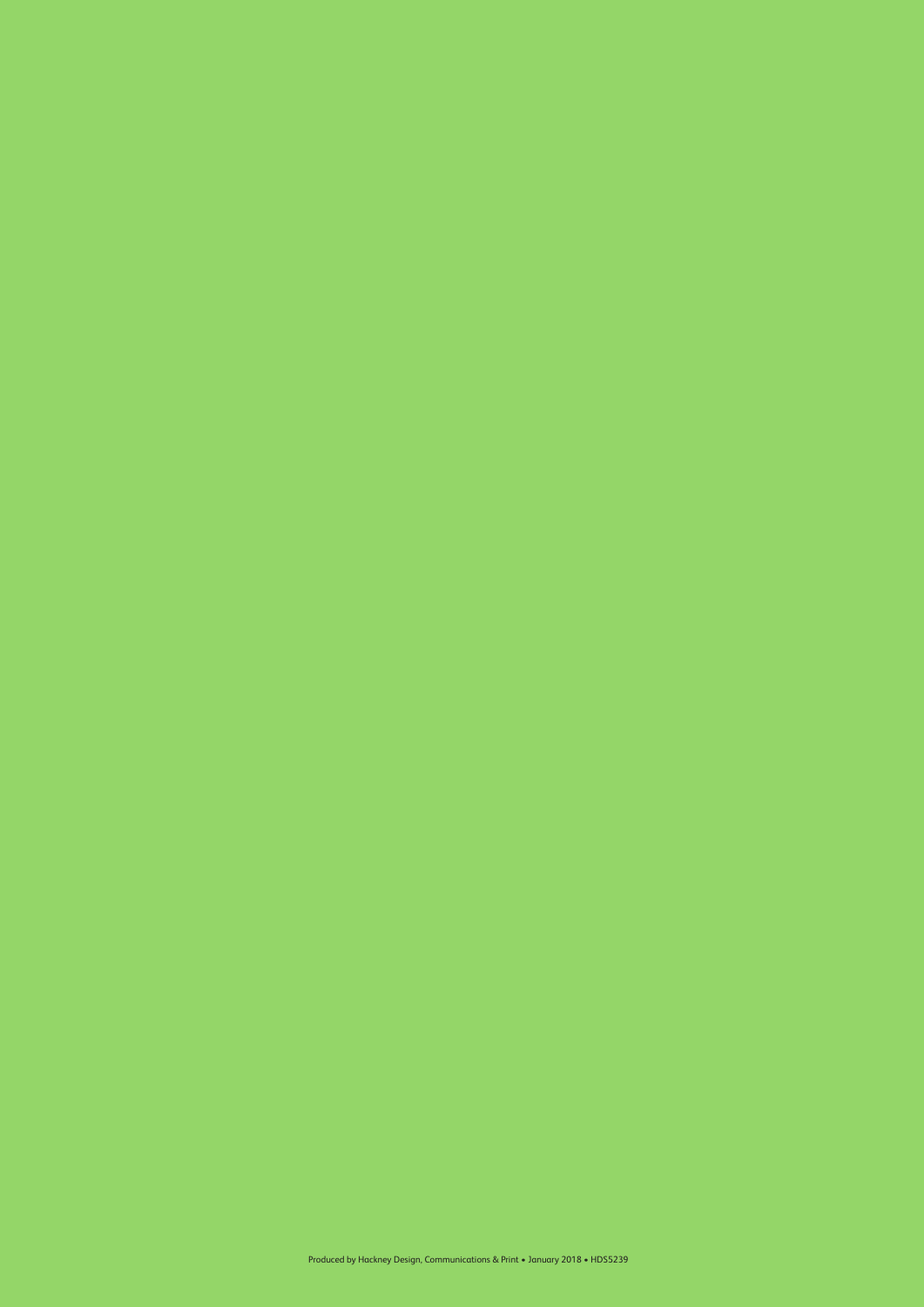Produced by Hackney Design, Communications & Print • January 2018 • HDS5239